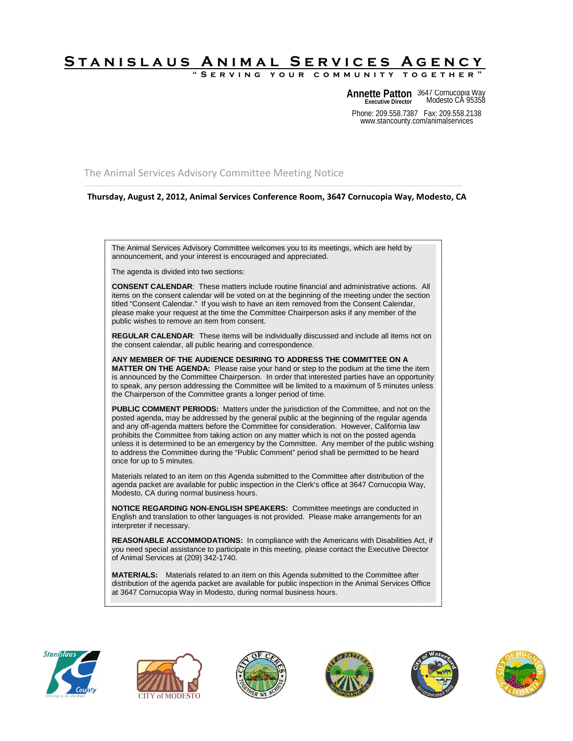# Stanislaus Animal Services Agency

**"Serving Your Community Together"**

**Annette Patton**
**Executive Director**

3647 Cornucopia Way
Modesto CA 95358

Phone: 209.558.7387 Fax: 209.558.2138
www.stancounty.com/animalservices

## The Animal Services Advisory Committee Meeting Notice

**Thursday, August 2, 2012, Animal Services Conference Room, 3647 Cornucopia Way, Modesto, CA**

The Animal Services Advisory Committee welcomes you to its meetings, which are held by announcement, and your interest is encouraged and appreciated.

The agenda is divided into two sections:

**CONSENT CALENDAR**: These matters include routine financial and administrative actions. All items on the consent calendar will be voted on at the beginning of the meeting under the section titled "Consent Calendar." If you wish to have an item removed from the Consent Calendar, please make your request at the time the Committee Chairperson asks if any member of the public wishes to remove an item from consent.

**REGULAR CALENDAR**: These items will be individually diiscussed and include all items not on the consent calendar, all public hearing and correspondence.

**ANY MEMBER OF THE AUDIENCE DESIRING TO ADDRESS THE COMMITTEE ON A MATTER ON THE AGENDA:** Please raise your hand or step to the podium at the time the item is announced by the Committee Chairperson. In order that interested parties have an opportunity to speak, any person addressing the Committee will be limited to a maximum of 5 minutes unless the Chairperson of the Committee grants a longer period of time.

**PUBLIC COMMENT PERIODS:** Matters under the jurisdiction of the Committee, and not on the posted agenda, may be addressed by the general public at the beginning of the regular agenda and any off-agenda matters before the Committee for consideration. However, California law prohibits the Committee from taking action on any matter which is not on the posted agenda unless it is determined to be an emergency by the Committee. Any member of the public wishing to address the Committee during the "Public Comment" period shall be permitted to be heard once for up to 5 minutes.

Materials related to an item on this Agenda submitted to the Committee after distribution of the agenda packet are available for public inspection in the Clerk's office at 3647 Cornucopia Way, Modesto, CA during normal business hours.

**NOTICE REGARDING NON-ENGLISH SPEAKERS:** Committee meetings are conducted in English and translation to other languages is not provided. Please make arrangements for an interpreter if necessary.

**REASONABLE ACCOMMODATIONS:** In compliance with the Americans with Disabilities Act, if you need special assistance to participate in this meeting, please contact the Executive Director of Animal Services at (209) 342-1740.

**MATERIALS:** Materials related to an item on this Agenda submitted to the Committee after distribution of the agenda packet are available for public inspection in the Animal Services Office at 3647 Cornucopia Way in Modesto, during normal business hours.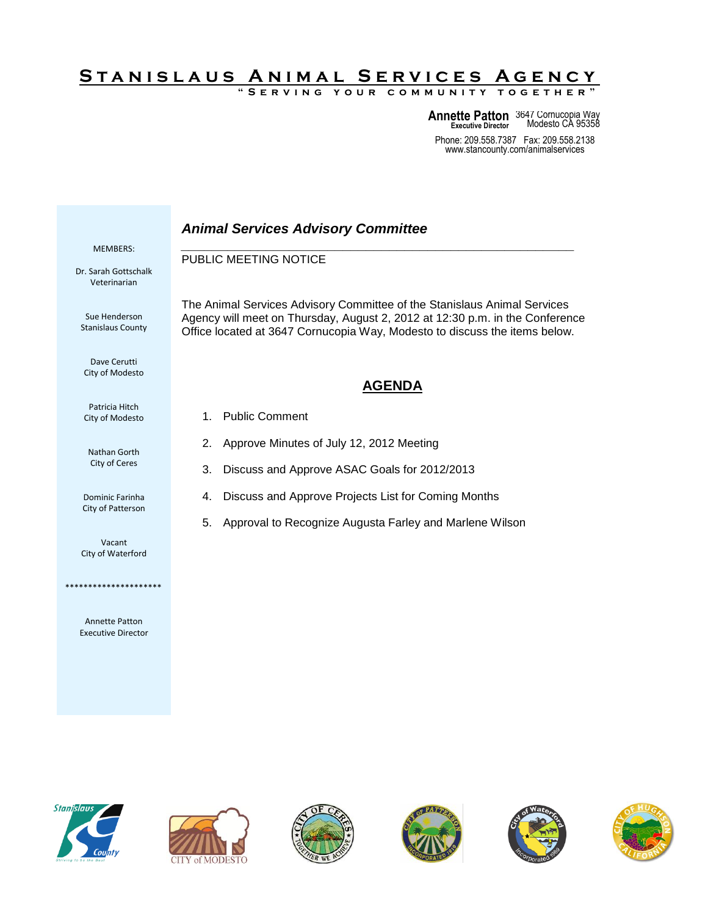# STANISLAUS ANIMAL SERVICES AGENCY

"SERVING YOUR COMMUNITY TOGETHER"

**Annette Patton**
**Executive Director**

3647 Cornucopia Way
Modesto CA 95358

Phone: 209.558.7387 Fax: 209.558.2138
www.stancounty.com/animalservices

MEMBERS:

Dr. Sarah Gottschalk
Veterinarian

Sue Henderson
Stanislaus County

Dave Cerutti
City of Modesto

Patricia Hitch
City of Modesto

Nathan Gorth
City of Ceres

Dominic Farinha
City of Patterson

Vacant
City of Waterford

*********************

Annette Patton
Executive Director

## *Animal Services Advisory Committee*

PUBLIC MEETING NOTICE

The Animal Services Advisory Committee of the Stanislaus Animal Services Agency will meet on Thursday, August 2, 2012 at 12:30 p.m. in the Conference Office located at 3647 Cornucopia Way, Modesto to discuss the items below.

## AGENDA

1. Public Comment
2. Approve Minutes of July 12, 2012 Meeting
3. Discuss and Approve ASAC Goals for 2012/2013
4. Discuss and Approve Projects List for Coming Months
5. Approval to Recognize Augusta Farley and Marlene Wilson